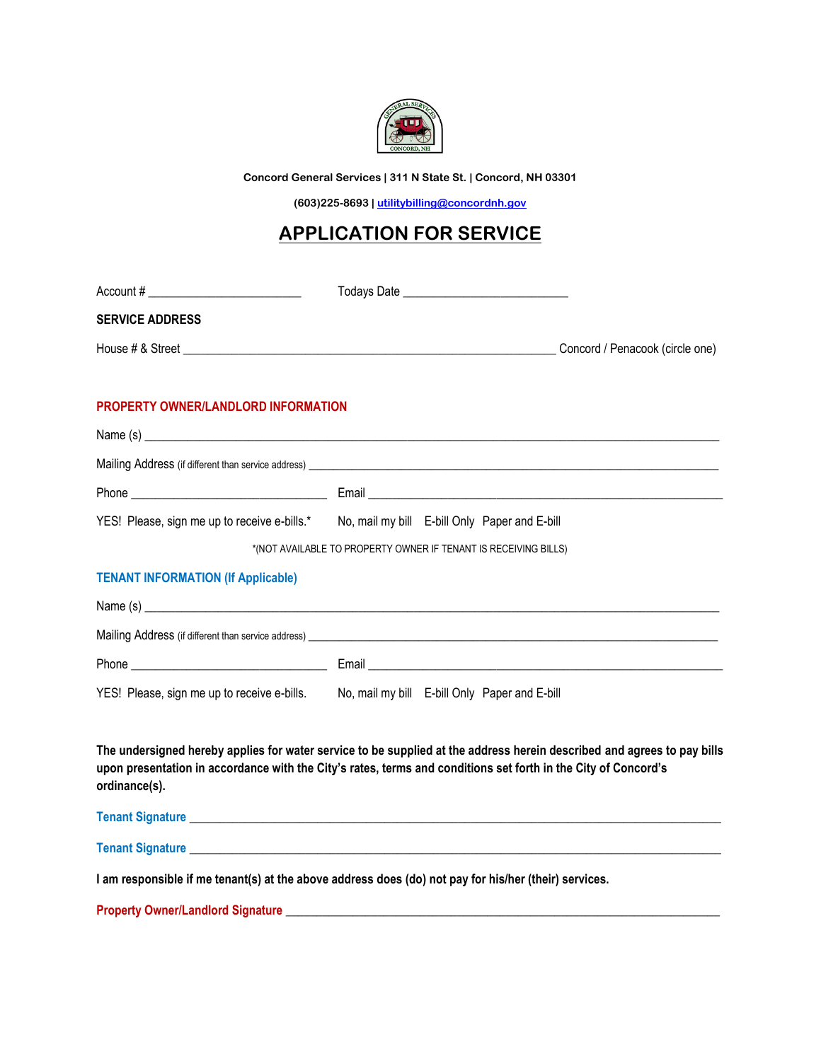Concord General Services | 311 N State St. | Concord, NH 03301

(603)225-8693 | utilitybilling@concordnh.gov

# APPLICATION FOR SERVICE

Account # ________________________ Todays Date __________________________

**SERVICE ADDRESS**

House # & Street ___________________________________________________________ Concord / Penacook (circle one)

## PROPERTY OWNER/LANDLORD INFORMATION

Name (s) ______________________________________________________________________________

Mailing Address (if different than service address) ________________________________________________

Phone _______________________________ Email ________________________________________________

YES! Please, sign me up to receive e-bills.* No, mail my bill E-bill Only Paper and E-bill

*(NOT AVAILABLE TO PROPERTY OWNER IF TENANT IS RECEIVING BILLS)

## TENANT INFORMATION (If Applicable)

Name (s) ______________________________________________________________________________

Mailing Address (if different than service address) ________________________________________________

Phone _______________________________ Email ________________________________________________

YES! Please, sign me up to receive e-bills. No, mail my bill E-bill Only Paper and E-bill

**The undersigned hereby applies for water service to be supplied at the address herein described and agrees to pay bills upon presentation in accordance with the City's rates, terms and conditions set forth in the City of Concord's ordinance(s).**

**Tenant Signature** __________________________________________________________________________

**Tenant Signature** __________________________________________________________________________

**I am responsible if me tenant(s) at the above address does (do) not pay for his/her (their) services.**

**Property Owner/Landlord Signature** _________________________________________________________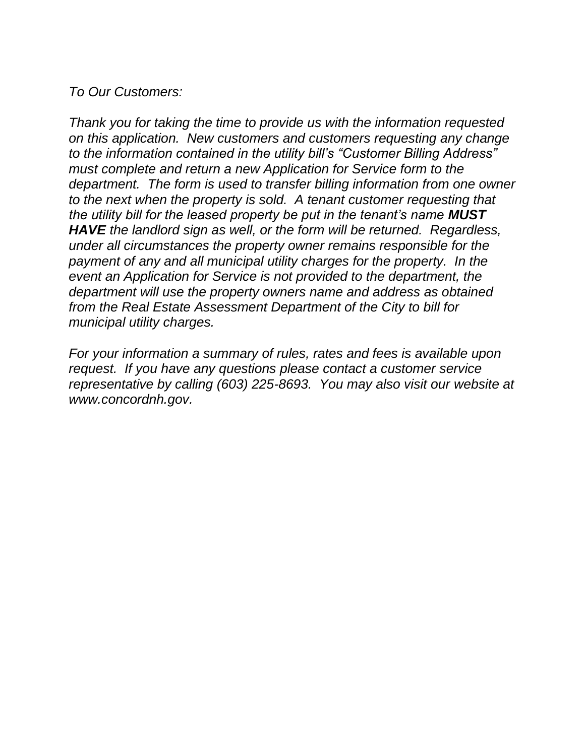*To Our Customers:*

*Thank you for taking the time to provide us with the information requested on this application. New customers and customers requesting any change to the information contained in the utility bill's "Customer Billing Address" must complete and return a new Application for Service form to the department. The form is used to transfer billing information from one owner to the next when the property is sold. A tenant customer requesting that the utility bill for the leased property be put in the tenant's name **MUST HAVE** the landlord sign as well, or the form will be returned. Regardless, under all circumstances the property owner remains responsible for the payment of any and all municipal utility charges for the property. In the event an Application for Service is not provided to the department, the department will use the property owners name and address as obtained from the Real Estate Assessment Department of the City to bill for municipal utility charges.*

*For your information a summary of rules, rates and fees is available upon request. If you have any questions please contact a customer service representative by calling (603) 225-8693. You may also visit our website at www.concordnh.gov.*